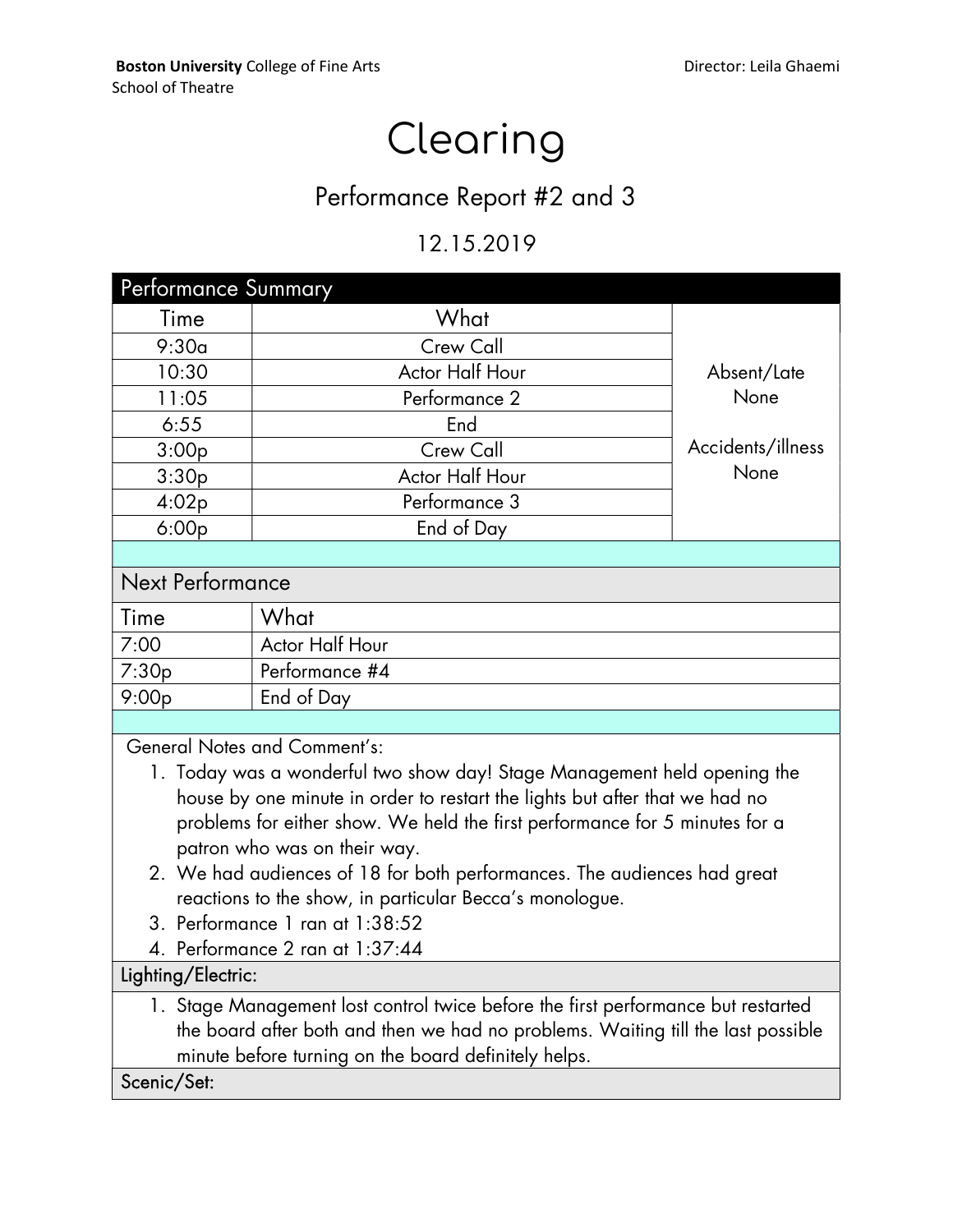**Boston University** College of Fine Arts
School of Theatre

Director: Leila Ghaemi

# Clearing

## Performance Report #2 and 3

## 12.15.2019

### Performance Summary

| Time | What | |
|---|---|---|
| 9:30a | Crew Call | Absent/Late<br>None<br><br>Accidents/illness<br>None |
| 10:30 | Actor Half Hour | |
| 11:05 | Performance 2 | |
| 6:55 | End | |
| 3:00p | Crew Call | |
| 3:30p | Actor Half Hour | |
| 4:02p | Performance 3 | |
| 6:00p | End of Day | |

### Next Performance

| Time | What |
|---|---|
| 7:00 | Actor Half Hour |
| 7:30p | Performance #4 |
| 9:00p | End of Day |

General Notes and Comment's:

1. Today was a wonderful two show day! Stage Management held opening the house by one minute in order to restart the lights but after that we had no problems for either show. We held the first performance for 5 minutes for a patron who was on their way.
2. We had audiences of 18 for both performances. The audiences had great reactions to the show, in particular Becca's monologue.
3. Performance 1 ran at 1:38:52
4. Performance 2 ran at 1:37:44

Lighting/Electric:

1. Stage Management lost control twice before the first performance but restarted the board after both and then we had no problems. Waiting till the last possible minute before turning on the board definitely helps.

Scenic/Set: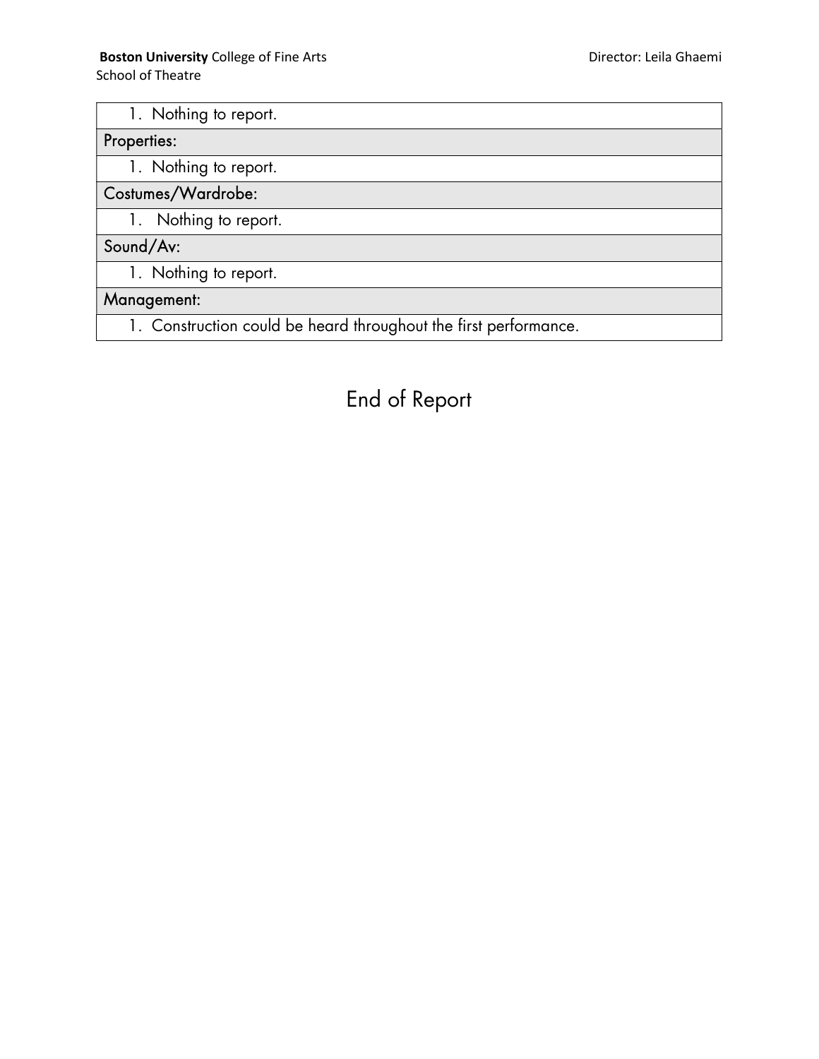| |
|---|
| 1. Nothing to report. |
| Properties: |
| 1. Nothing to report. |
| Costumes/Wardrobe: |
| 1. Nothing to report. |
| Sound/Av: |
| 1. Nothing to report. |
| Management: |
| 1. Construction could be heard throughout the first performance. |

End of Report